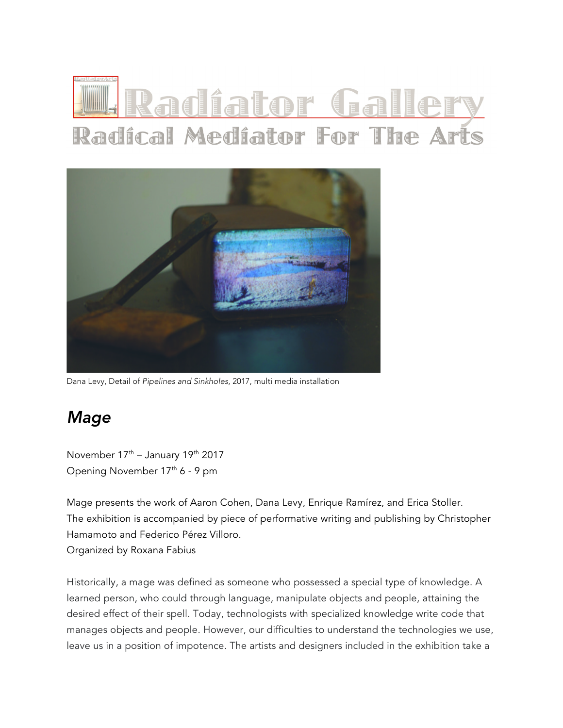# Radiator Gallery

## Radical Mediator For The Arts

Dana Levy, Detail of *Pipelines and Sinkholes*, 2017, multi media installation

## *Mage*

November 17th – January 19th 2017
Opening November 17th 6 - 9 pm

Mage presents the work of Aaron Cohen, Dana Levy, Enrique Ramírez, and Erica Stoller.
The exhibition is accompanied by piece of performative writing and publishing by Christopher Hamamoto and Federico Pérez Villoro.
Organized by Roxana Fabius

Historically, a mage was defined as someone who possessed a special type of knowledge. A learned person, who could through language, manipulate objects and people, attaining the desired effect of their spell. Today, technologists with specialized knowledge write code that manages objects and people. However, our difficulties to understand the technologies we use, leave us in a position of impotence. The artists and designers included in the exhibition take a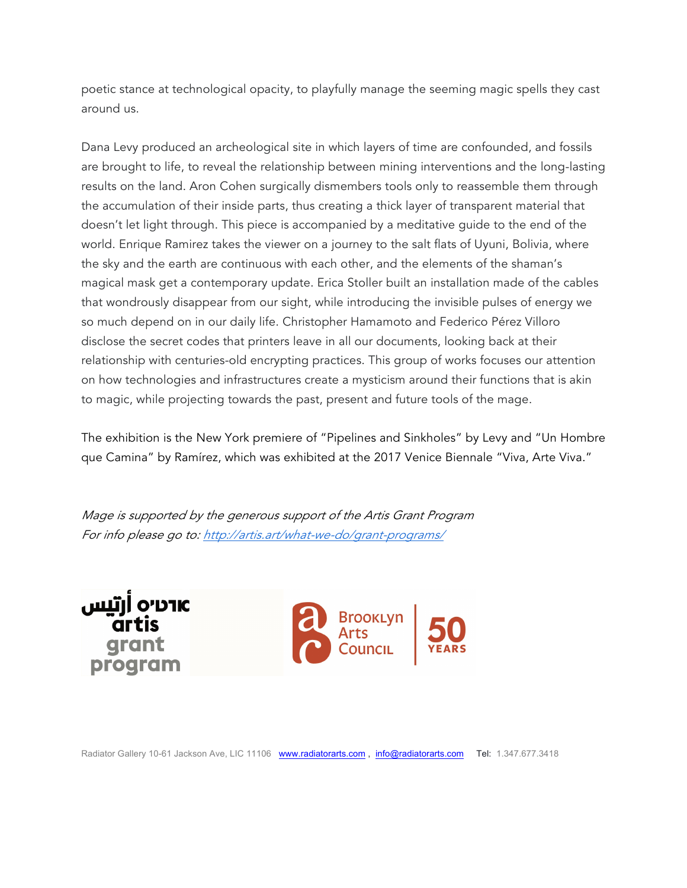poetic stance at technological opacity, to playfully manage the seeming magic spells they cast around us.

Dana Levy produced an archeological site in which layers of time are confounded, and fossils are brought to life, to reveal the relationship between mining interventions and the long-lasting results on the land. Aron Cohen surgically dismembers tools only to reassemble them through the accumulation of their inside parts, thus creating a thick layer of transparent material that doesn't let light through. This piece is accompanied by a meditative guide to the end of the world. Enrique Ramirez takes the viewer on a journey to the salt flats of Uyuni, Bolivia, where the sky and the earth are continuous with each other, and the elements of the shaman's magical mask get a contemporary update. Erica Stoller built an installation made of the cables that wondrously disappear from our sight, while introducing the invisible pulses of energy we so much depend on in our daily life. Christopher Hamamoto and Federico Pérez Villoro disclose the secret codes that printers leave in all our documents, looking back at their relationship with centuries-old encrypting practices. This group of works focuses our attention on how technologies and infrastructures create a mysticism around their functions that is akin to magic, while projecting towards the past, present and future tools of the mage.

The exhibition is the New York premiere of "Pipelines and Sinkholes" by Levy and "Un Hombre que Camina" by Ramírez, which was exhibited at the 2017 Venice Biennale "Viva, Arte Viva."

*Mage is supported by the generous support of the Artis Grant Program*
*For info please go to: [http://artis.art/what-we-do/grant-programs/](http://artis.art/what-we-do/grant-programs/)*

ארטיס أرتيس
artis
grant
program

Brooklyn Arts Council
50 YEARS

Radiator Gallery 10-61 Jackson Ave, LIC 11106 [www.radiatorarts.com](http://www.radiatorarts.com) , [info@radiatorarts.com](mailto:info@radiatorarts.com) Tel: 1.347.677.3418